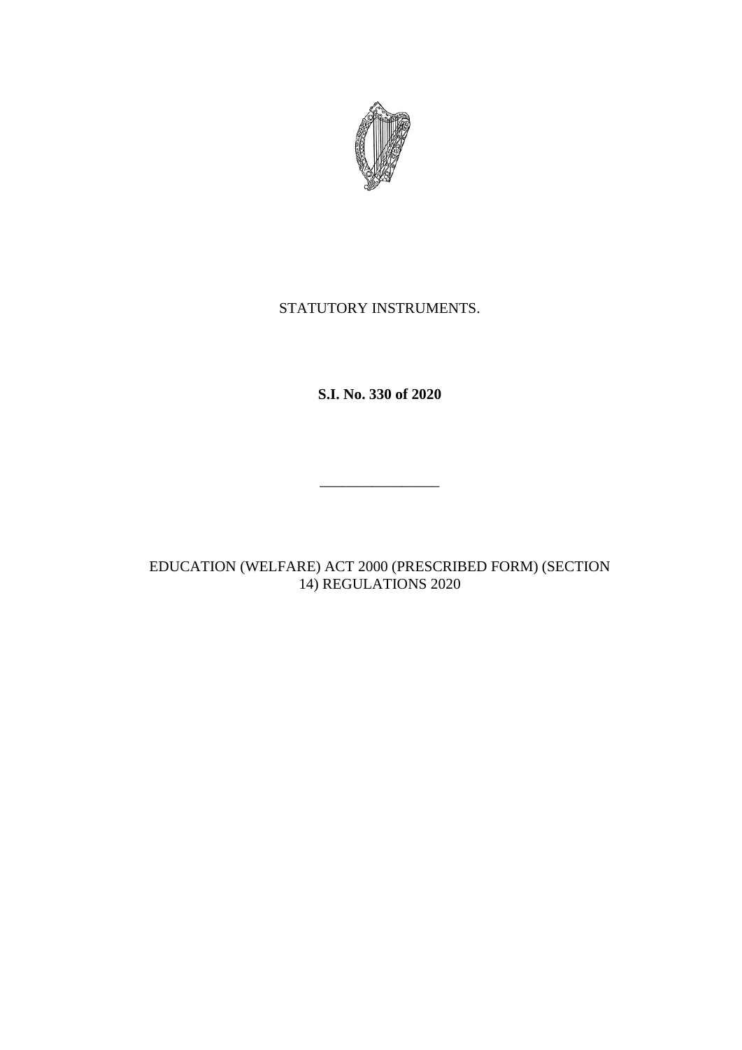STATUTORY INSTRUMENTS.

**S.I. No. 330 of 2020**

________________

EDUCATION (WELFARE) ACT 2000 (PRESCRIBED FORM) (SECTION 14) REGULATIONS 2020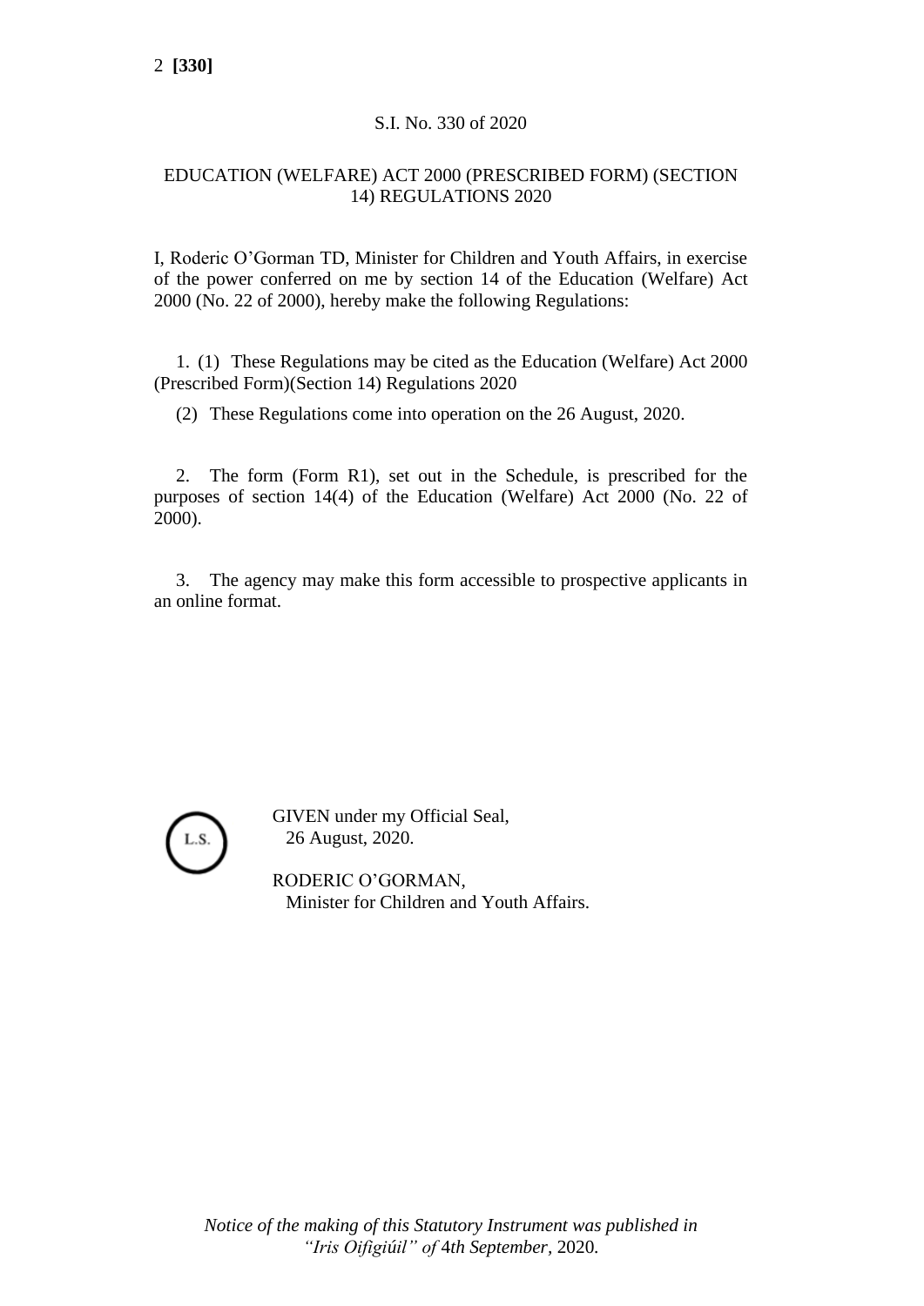S.I. No. 330 of 2020

EDUCATION (WELFARE) ACT 2000 (PRESCRIBED FORM) (SECTION 14) REGULATIONS 2020

I, Roderic O'Gorman TD, Minister for Children and Youth Affairs, in exercise of the power conferred on me by section 14 of the Education (Welfare) Act 2000 (No. 22 of 2000), hereby make the following Regulations:

1. (1) These Regulations may be cited as the Education (Welfare) Act 2000 (Prescribed Form)(Section 14) Regulations 2020

(2) These Regulations come into operation on the 26 August, 2020.

2. The form (Form R1), set out in the Schedule, is prescribed for the purposes of section 14(4) of the Education (Welfare) Act 2000 (No. 22 of 2000).

3. The agency may make this form accessible to prospective applicants in an online format.

L.S.

GIVEN under my Official Seal,
26 August, 2020.

RODERIC O'GORMAN,
Minister for Children and Youth Affairs.

*Notice of the making of this Statutory Instrument was published in "Iris Oifigiúil" of 4th September, 2020.*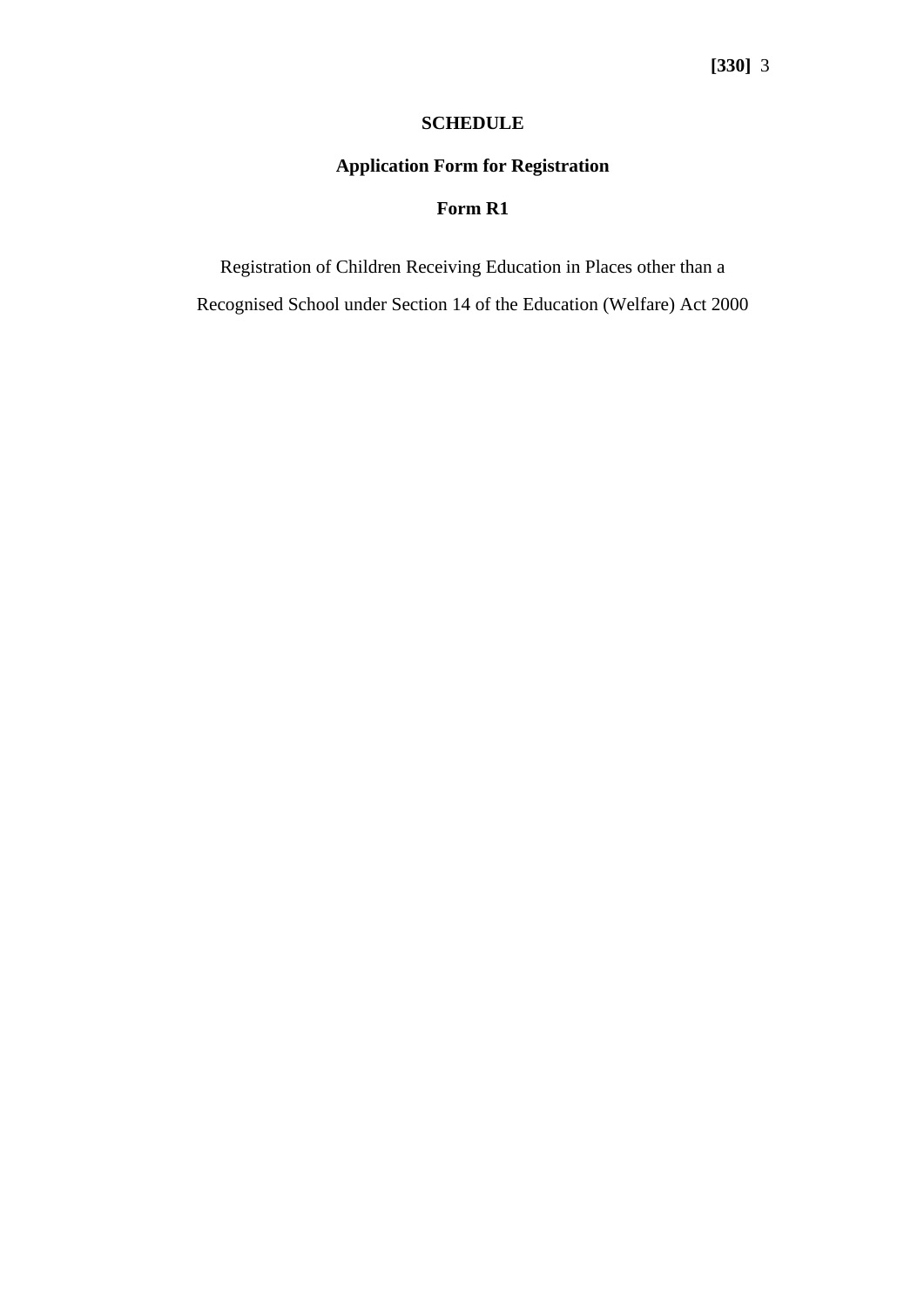## SCHEDULE

### Application Form for Registration

### Form R1

Registration of Children Receiving Education in Places other than a Recognised School under Section 14 of the Education (Welfare) Act 2000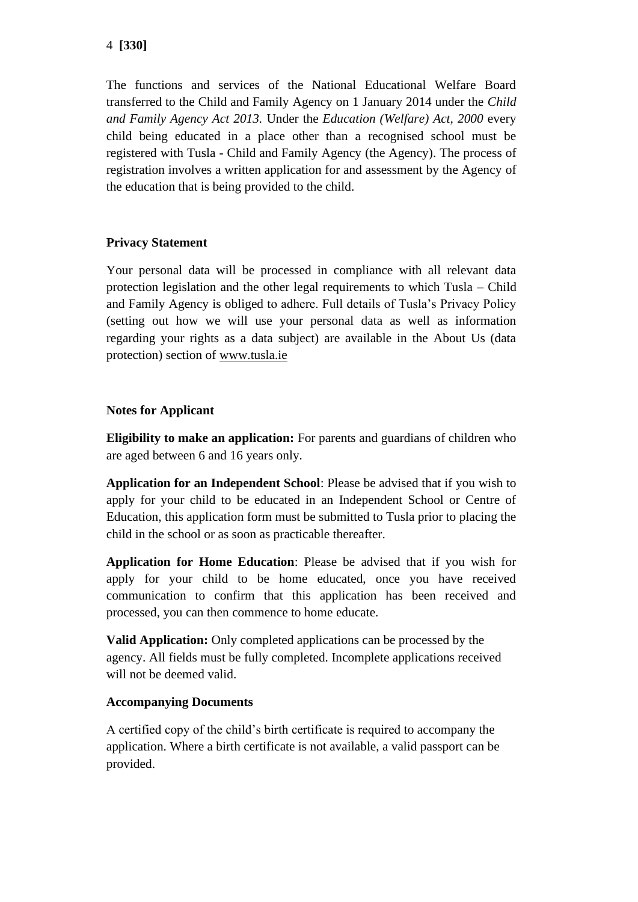The functions and services of the National Educational Welfare Board transferred to the Child and Family Agency on 1 January 2014 under the *Child and Family Agency Act 2013.* Under the *Education (Welfare) Act, 2000* every child being educated in a place other than a recognised school must be registered with Tusla - Child and Family Agency (the Agency). The process of registration involves a written application for and assessment by the Agency of the education that is being provided to the child.

**Privacy Statement**

Your personal data will be processed in compliance with all relevant data protection legislation and the other legal requirements to which Tusla – Child and Family Agency is obliged to adhere. Full details of Tusla's Privacy Policy (setting out how we will use your personal data as well as information regarding your rights as a data subject) are available in the About Us (data protection) section of www.tusla.ie

**Notes for Applicant**

**Eligibility to make an application:** For parents and guardians of children who are aged between 6 and 16 years only.

**Application for an Independent School**: Please be advised that if you wish to apply for your child to be educated in an Independent School or Centre of Education, this application form must be submitted to Tusla prior to placing the child in the school or as soon as practicable thereafter.

**Application for Home Education**: Please be advised that if you wish for apply for your child to be home educated, once you have received communication to confirm that this application has been received and processed, you can then commence to home educate.

**Valid Application:** Only completed applications can be processed by the agency. All fields must be fully completed. Incomplete applications received will not be deemed valid.

**Accompanying Documents**

A certified copy of the child's birth certificate is required to accompany the application. Where a birth certificate is not available, a valid passport can be provided.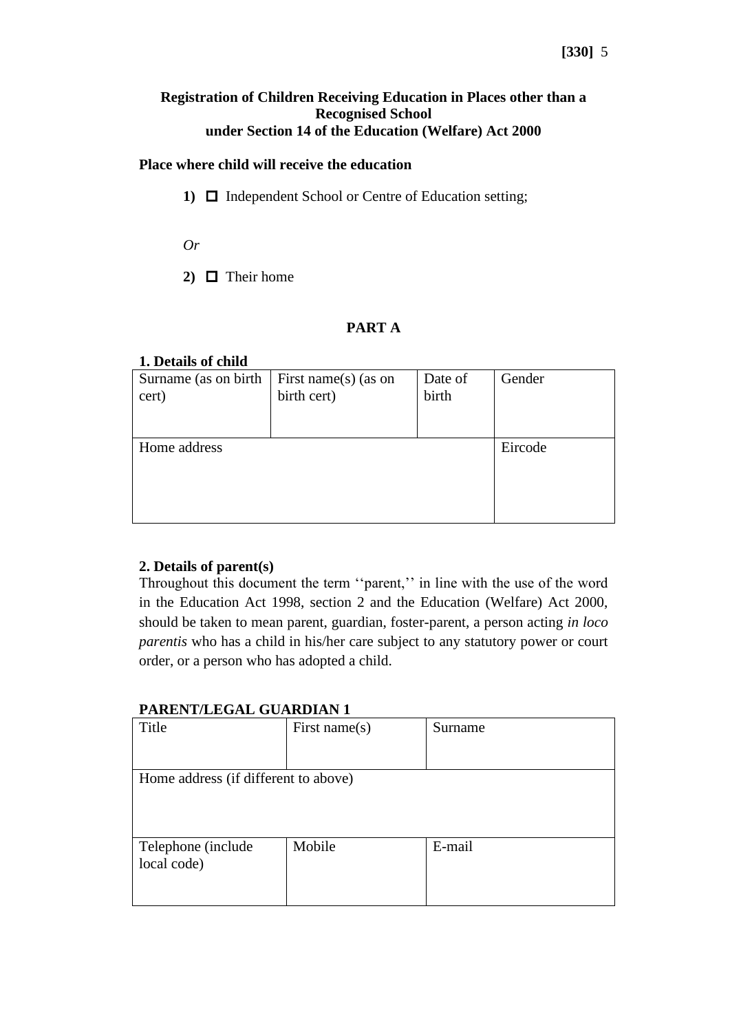**Registration of Children Receiving Education in Places other than a Recognised School under Section 14 of the Education (Welfare) Act 2000**

**Place where child will receive the education**

**1)** ☐ Independent School or Centre of Education setting;

*Or*

**2)** ☐ Their home

## PART A

**1. Details of child**

| Surname (as on birth cert) | First name(s) (as on birth cert) | Date of birth | Gender |
|---|---|---|---|
| | | | |
| Home address | | | Eircode |
| | | | |

**2. Details of parent(s)**

Throughout this document the term ''parent,'' in line with the use of the word in the Education Act 1998, section 2 and the Education (Welfare) Act 2000, should be taken to mean parent, guardian, foster-parent, a person acting *in loco parentis* who has a child in his/her care subject to any statutory power or court order, or a person who has adopted a child.

**PARENT/LEGAL GUARDIAN 1**

| Title | First name(s) | Surname |
|---|---|---|
| | | |
| Home address (if different to above) | | |
| | | |
| Telephone (include local code) | Mobile | E-mail |
| | | |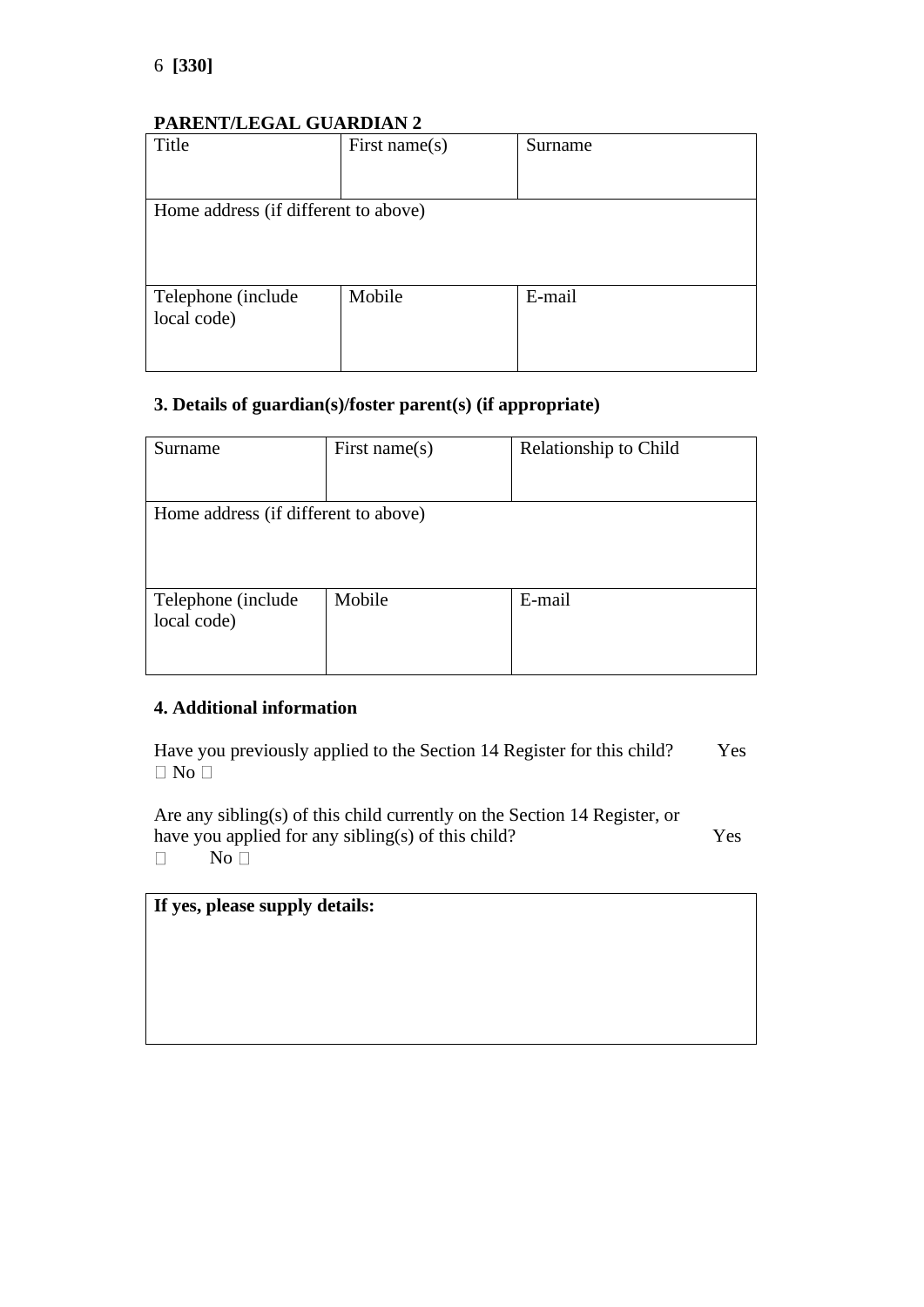**PARENT/LEGAL GUARDIAN 2**

| Title | First name(s) | Surname |
|---|---|---|
| Home address (if different to above) | | |
| Telephone (include local code) | Mobile | E-mail |

**3. Details of guardian(s)/foster parent(s) (if appropriate)**

| Surname | First name(s) | Relationship to Child |
|---|---|---|
| Home address (if different to above) | | |
| Telephone (include local code) | Mobile | E-mail |

**4. Additional information**

Have you previously applied to the Section 14 Register for this child? Yes ☐ No ☐

Are any sibling(s) of this child currently on the Section 14 Register, or have you applied for any sibling(s) of this child? Yes ☐ No ☐

| **If yes, please supply details:** |
|---|
| |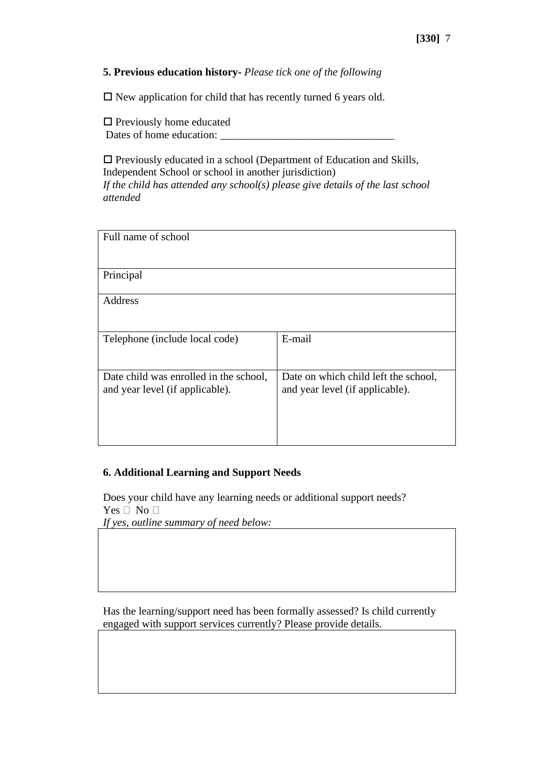**5. Previous education history-** *Please tick one of the following*

☐ New application for child that has recently turned 6 years old.

☐ Previously home educated
Dates of home education: ________________________________

☐ Previously educated in a school (Department of Education and Skills, Independent School or school in another jurisdiction)
*If the child has attended any school(s) please give details of the last school attended*

| Full name of school | |
|---|---|
| Principal | |
| Address | |
| Telephone (include local code) | E-mail |
| Date child was enrolled in the school, and year level (if applicable). | Date on which child left the school, and year level (if applicable). |

**6. Additional Learning and Support Needs**

Does your child have any learning needs or additional support needs?
Yes ☐ No ☐
*If yes, outline summary of need below:*

| |
|---|
| |

Has the learning/support need has been formally assessed? Is child currently engaged with support services currently? Please provide details.

| |
|---|
| |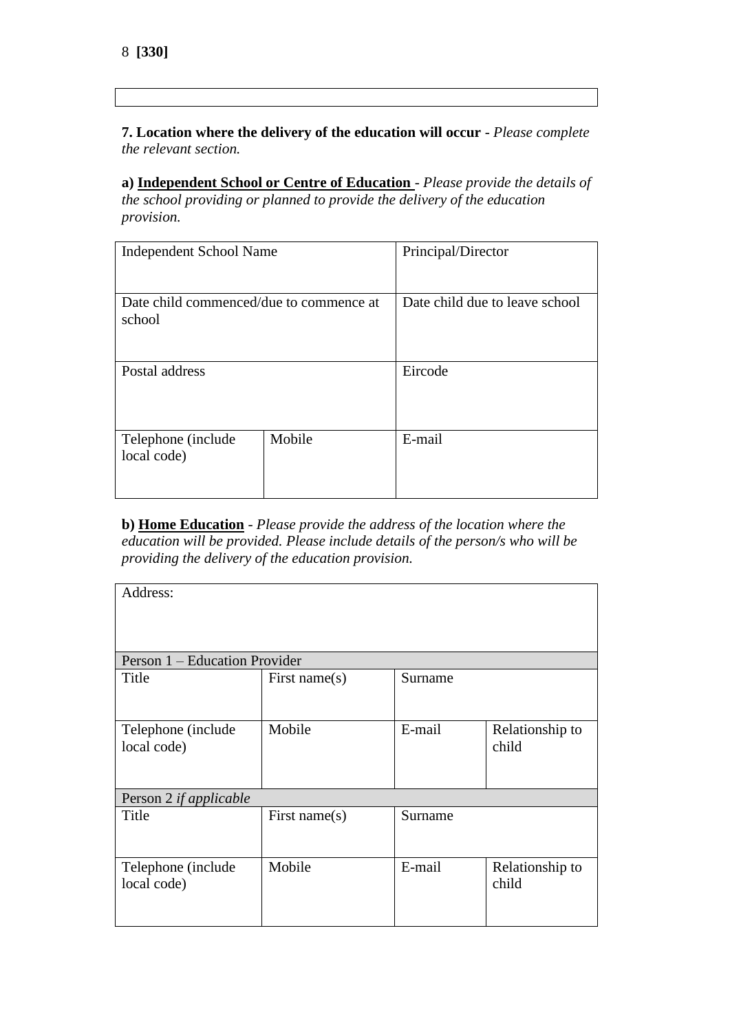**7. Location where the delivery of the education will occur** - *Please complete the relevant section.*

**a) Independent School or Centre of Education** - *Please provide the details of the school providing or planned to provide the delivery of the education provision.*

| Independent School Name | | Principal/Director |
|---|---|---|
| Date child commenced/due to commence at school | | Date child due to leave school |
| Postal address | | Eircode |
| Telephone (include local code) | Mobile | E-mail |

**b) Home Education** - *Please provide the address of the location where the education will be provided. Please include details of the person/s who will be providing the delivery of the education provision.*

| Address: | | | |
|---|---|---|---|
| Person 1 – Education Provider | | | |
| Title | First name(s) | Surname | |
| Telephone (include local code) | Mobile | E-mail | Relationship to child |
| Person 2 *if applicable* | | | |
| Title | First name(s) | Surname | |
| Telephone (include local code) | Mobile | E-mail | Relationship to child |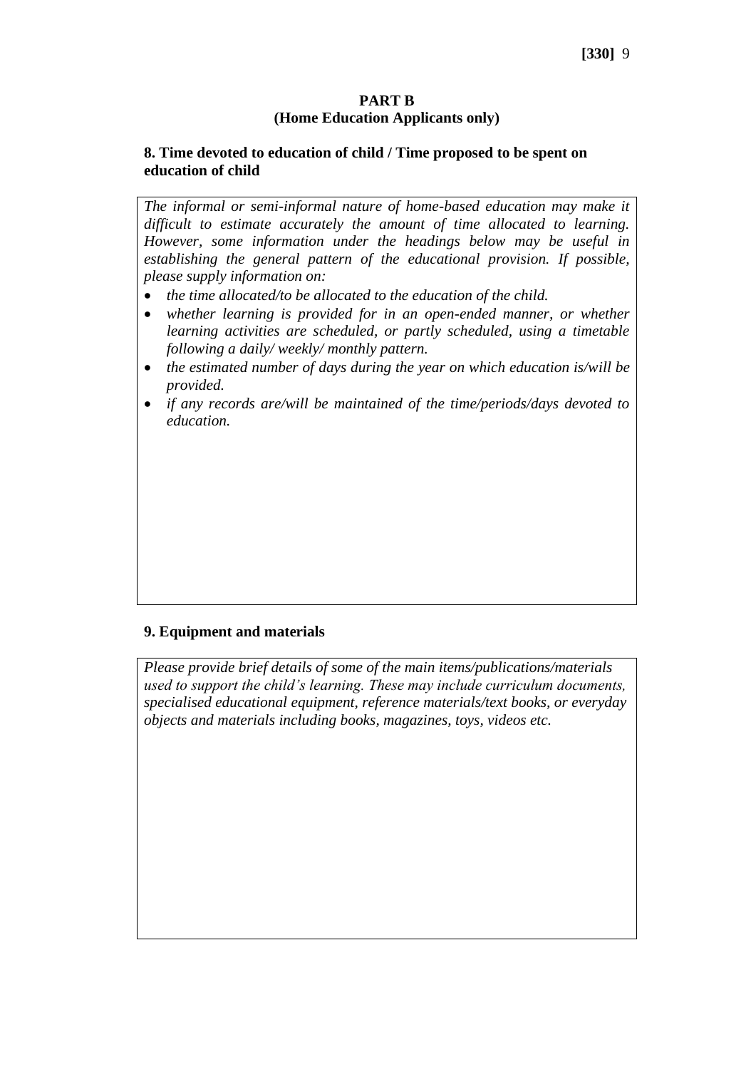## PART B
## (Home Education Applicants only)

### 8. Time devoted to education of child / Time proposed to be spent on education of child

*The informal or semi-informal nature of home-based education may make it difficult to estimate accurately the amount of time allocated to learning. However, some information under the headings below may be useful in establishing the general pattern of the educational provision. If possible, please supply information on:*

- *the time allocated/to be allocated to the education of the child.*
- *whether learning is provided for in an open-ended manner, or whether learning activities are scheduled, or partly scheduled, using a timetable following a daily/ weekly/ monthly pattern.*
- *the estimated number of days during the year on which education is/will be provided.*
- *if any records are/will be maintained of the time/periods/days devoted to education.*

### 9. Equipment and materials

*Please provide brief details of some of the main items/publications/materials used to support the child's learning. These may include curriculum documents, specialised educational equipment, reference materials/text books, or everyday objects and materials including books, magazines, toys, videos etc.*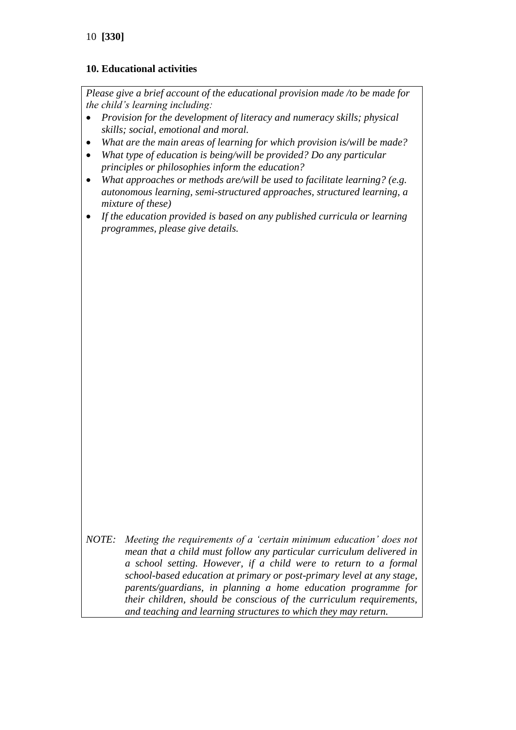## 10. Educational activities

*Please give a brief account of the educational provision made /to be made for the child's learning including:*

- *Provision for the development of literacy and numeracy skills; physical skills; social, emotional and moral.*
- *What are the main areas of learning for which provision is/will be made?*
- *What type of education is being/will be provided? Do any particular principles or philosophies inform the education?*
- *What approaches or methods are/will be used to facilitate learning? (e.g. autonomous learning, semi-structured approaches, structured learning, a mixture of these)*
- *If the education provided is based on any published curricula or learning programmes, please give details.*

*NOTE: Meeting the requirements of a 'certain minimum education' does not mean that a child must follow any particular curriculum delivered in a school setting. However, if a child were to return to a formal school-based education at primary or post-primary level at any stage, parents/guardians, in planning a home education programme for their children, should be conscious of the curriculum requirements, and teaching and learning structures to which they may return.*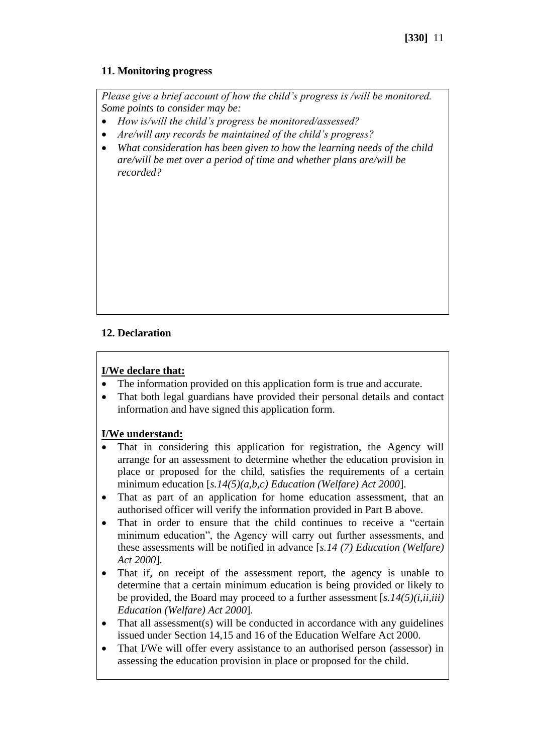### 11. Monitoring progress

*Please give a brief account of how the child's progress is /will be monitored. Some points to consider may be:*

- *How is/will the child's progress be monitored/assessed?*
- *Are/will any records be maintained of the child's progress?*
- *What consideration has been given to how the learning needs of the child are/will be met over a period of time and whether plans are/will be recorded?*

### 12. Declaration

**I/We declare that:**

- The information provided on this application form is true and accurate.
- That both legal guardians have provided their personal details and contact information and have signed this application form.

**I/We understand:**

- That in considering this application for registration, the Agency will arrange for an assessment to determine whether the education provision in place or proposed for the child, satisfies the requirements of a certain minimum education [*s.14(5)(a,b,c) Education (Welfare) Act 2000*].
- That as part of an application for home education assessment, that an authorised officer will verify the information provided in Part B above.
- That in order to ensure that the child continues to receive a "certain minimum education", the Agency will carry out further assessments, and these assessments will be notified in advance [*s.14 (7) Education (Welfare) Act 2000*].
- That if, on receipt of the assessment report, the agency is unable to determine that a certain minimum education is being provided or likely to be provided, the Board may proceed to a further assessment [*s.14(5)(i,ii,iii) Education (Welfare) Act 2000*].
- That all assessment(s) will be conducted in accordance with any guidelines issued under Section 14,15 and 16 of the Education Welfare Act 2000.
- That I/We will offer every assistance to an authorised person (assessor) in assessing the education provision in place or proposed for the child.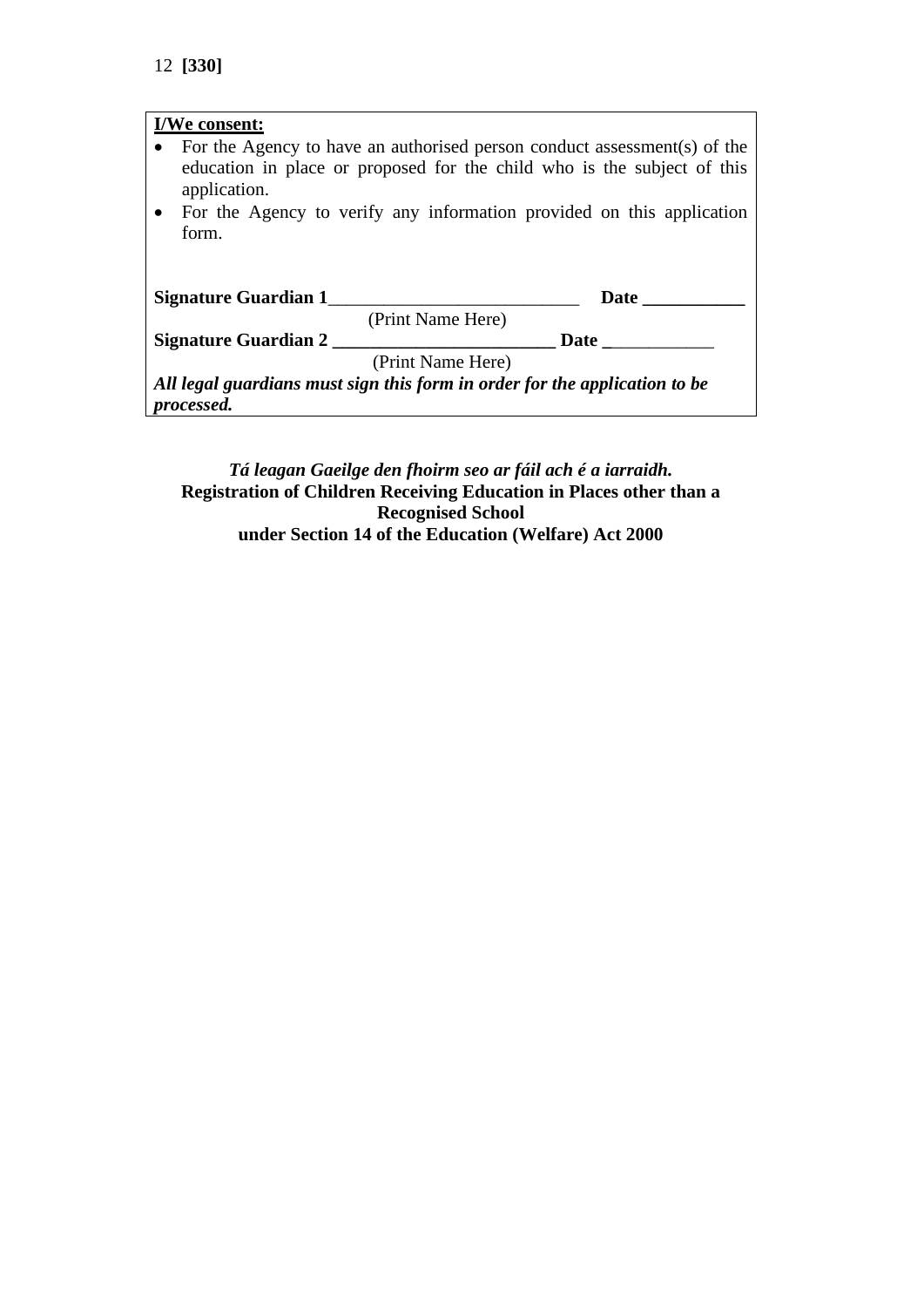**I/We consent:**

- For the Agency to have an authorised person conduct assessment(s) of the education in place or proposed for the child who is the subject of this application.
- For the Agency to verify any information provided on this application form.

**Signature Guardian 1**\_\_\_\_\_\_\_\_\_\_\_\_\_\_\_\_\_\_\_\_\_\_\_\_\_\_\_\_ **Date** \_\_\_\_\_\_\_\_\_\_\_

(Print Name Here)

**Signature Guardian 2** \_\_\_\_\_\_\_\_\_\_\_\_\_\_\_\_\_\_\_\_\_\_\_\_\_ **Date** \_\_\_\_\_\_\_\_\_\_\_\_

(Print Name Here)

***All legal guardians must sign this form in order for the application to be processed.***

***Tá leagan Gaeilge den fhoirm seo ar fáil ach é a iarraidh.***

**Registration of Children Receiving Education in Places other than a Recognised School under Section 14 of the Education (Welfare) Act 2000**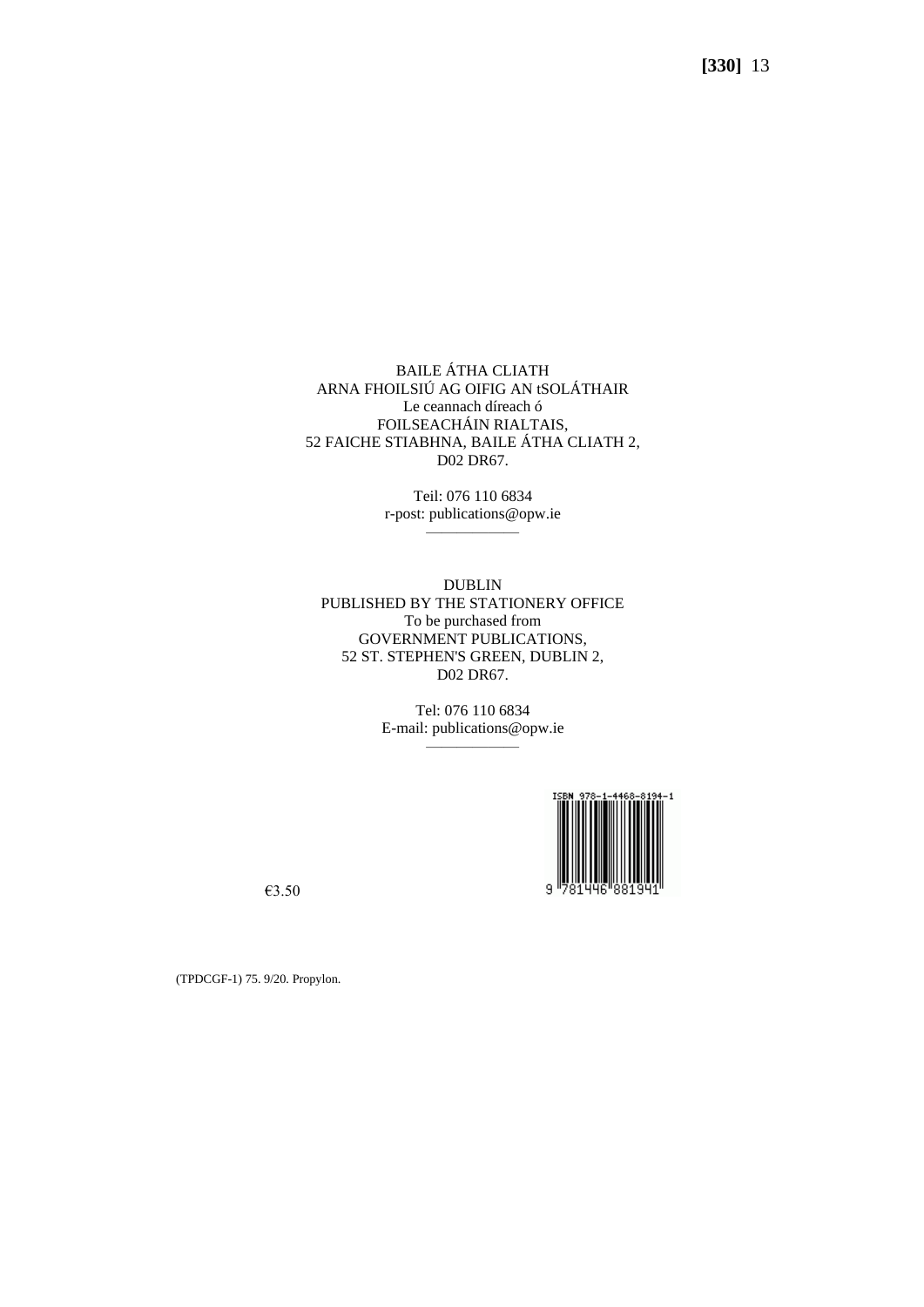BAILE ÁTHA CLIATH
ARNA FHOILSIÚ AG OIFIG AN tSOLÁTHAIR
Le ceannach díreach ó
FOILSEACHÁIN RIALTAIS,
52 FAICHE STIABHNA, BAILE ÁTHA CLIATH 2,
D02 DR67.

Teil: 076 110 6834
r-post: publications@opw.ie

---

DUBLIN
PUBLISHED BY THE STATIONERY OFFICE
To be purchased from
GOVERNMENT PUBLICATIONS,
52 ST. STEPHEN'S GREEN, DUBLIN 2,
D02 DR67.

Tel: 076 110 6834
E-mail: publications@opw.ie

---

ISBN 978-1-4468-8194-1

9 781446 881941

€3.50

(TPDCGF-1) 75. 9/20. Propylon.